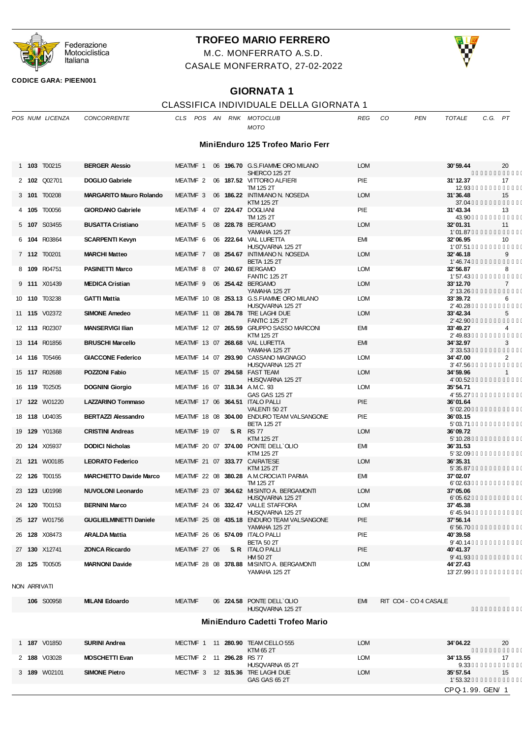Federazione Motociclistica Italiana

# TROFEO MARIO FERRERO

M.C. MONFERRATO A.S.D.

CASALE MONFERRATO, 27-02-2022

**CODICE GARA: PIEEN001**

## GIORNATA 1

CLASSIFICA INDIVIDUALE DELLA GIORNATA 1

### MiniEnduro 125 Trofeo Mario Ferr

| POS | NUM | LICENZA | CONCORRENTE | CLS | POS | AN | RNK | MOTOCLUB / MOTO | REG | CO | PEN | TOTALE | C.G. | PT |
|---|---|---|---|---|---|---|---|---|---|---|---|---|---|---|
| 1 | **103** | T00215 | **BERGER Alessio** | MEATMF | 1 | 06 | **196.70** | G.S.FIAMME ORO MILANO / SHERCO 125 2T | LOM | | | **30'59.44** | | 20 |
| 2 | **102** | Q02701 | **DOGLIO Gabriele** | MEATMF | 2 | 06 | **187.52** | VITTORIO ALFIERI / TM 125 2T | PIE | | | **31'12.37** / 12.93 | | 17 |
| 3 | **101** | T00208 | **MARGARITO Mauro Rolando** | MEATMF | 3 | 06 | **186.22** | INTIMIANO N. NOSEDA / KTM 125 2T | LOM | | | **31'36.48** / 37.04 | | 15 |
| 4 | **105** | T00056 | **GIORDANO Gabriele** | MEATMF | 4 | 07 | **224.47** | DOGLIANI / TM 125 2T | PIE | | | **31'43.34** / 43.90 | | 13 |
| 5 | **107** | S03455 | **BUSATTA Cristiano** | MEATMF | 5 | 08 | **228.78** | BERGAMO / YAMAHA 125 2T | LOM | | | **32'01.31** / 1'01.87 | | 11 |
| 6 | **104** | R03864 | **SCARPENTI Kevyn** | MEATMF | 6 | 06 | **222.64** | VAL LURETTA / HUSQVARNA 125 2T | EMI | | | **32'06.95** / 1'07.51 | | 10 |
| 7 | **112** | T00201 | **MARCHI Matteo** | MEATMF | 7 | 08 | **254.67** | INTIMIANO N. NOSEDA / BETA 125 2T | LOM | | | **32'46.18** / 1'46.74 | | 9 |
| 8 | **109** | R04751 | **PASINETTI Marco** | MEATMF | 8 | 07 | **240.67** | BERGAMO / FANTIC 125 2T | LOM | | | **32'56.87** / 1'57.43 | | 8 |
| 9 | **111** | X01439 | **MEDICA Cristian** | MEATMF | 9 | 06 | **254.42** | BERGAMO / YAMAHA 125 2T | LOM | | | **33'12.70** / 2'13.26 | | 7 |
| 10 | **110** | T03238 | **GATTI Mattia** | MEATMF | 10 | 08 | **253.13** | G.S.FIAMME ORO MILANO / HUSQVARNA 125 2T | LOM | | | **33'39.72** / 2'40.28 | | 6 |
| 11 | **115** | V02372 | **SIMONE Amedeo** | MEATMF | 11 | 08 | **284.78** | TRE LAGHI DUE / FANTIC 125 2T | LOM | | | **33'42.34** / 2'42.90 | | 5 |
| 12 | **113** | R02307 | **MANSERVIGI Ilian** | MEATMF | 12 | 07 | **265.59** | GRUPPO SASSO MARCONI / KTM 125 2T | EMI | | | **33'49.27** / 2'49.83 | | 4 |
| 13 | **114** | R01856 | **BRUSCHI Marcello** | MEATMF | 13 | 07 | **268.68** | VAL LURETTA / YAMAHA 125 2T | EMI | | | **34'32.97** / 3'33.53 | | 3 |
| 14 | **116** | T05466 | **GIACCONE Federico** | MEATMF | 14 | 07 | **293.90** | CASSANO MAGNAGO / HUSQVARNA 125 2T | LOM | | | **34'47.00** / 3'47.56 | | 2 |
| 15 | **117** | R02688 | **POZZONI Fabio** | MEATMF | 15 | 07 | **294.58** | FAST TEAM / HUSQVARNA 125 2T | LOM | | | **34'59.96** / 4'00.52 | | 1 |
| 16 | **119** | T02505 | **DOGNINI Giorgio** | MEATMF | 16 | 07 | **318.34** | A.M.C. 93 / GAS GAS 125 2T | LOM | | | **35'54.71** / 4'55.27 | | |
| 17 | **122** | W01220 | **LAZZARINO Tommaso** | MEATMF | 17 | 06 | **364.51** | ITALO PALLI / VALENTI 50 2T | PIE | | | **36'01.64** / 5'02.20 | | |
| 18 | **118** | U04035 | **BERTAZZI Alessandro** | MEATMF | 18 | 08 | **304.00** | ENDURO TEAM VALSANGONE / BETA 125 2T | PIE | | | **36'03.15** / 5'03.71 | | |
| 19 | **129** | Y01368 | **CRISTINI Andreas** | MEATMF | 19 | 07 | **S.R** | RS 77 / KTM 125 2T | LOM | | | **36'09.72** / 5'10.28 | | |
| 20 | **124** | X05937 | **DODICI Nicholas** | MEATMF | 20 | 07 | **374.00** | PONTE DELL`OLIO / KTM 125 2T | EMI | | | **36'31.53** / 5'32.09 | | |
| 21 | **121** | W00185 | **LEORATO Federico** | MEATMF | 21 | 07 | **333.77** | CAIRATESE / KTM 125 2T | LOM | | | **36'35.31** / 5'35.87 | | |
| 22 | **126** | T00155 | **MARCHETTO Davide Marco** | MEATMF | 22 | 08 | **380.28** | A.M.CROCIATI PARMA / TM 125 2T | EMI | | | **37'02.07** / 6'02.63 | | |
| 23 | **123** | U01998 | **NUVOLONI Leonardo** | MEATMF | 23 | 07 | **364.62** | MISINTO A. BERGAMONTI / HUSQVARNA 125 2T | LOM | | | **37'05.06** / 6'05.62 | | |
| 24 | **120** | T00153 | **BERNINI Marco** | MEATMF | 24 | 06 | **332.47** | VALLE STAFFORA / HUSQVARNA 125 2T | LOM | | | **37'45.38** / 6'45.94 | | |
| 25 | **127** | W01756 | **GUGLIELMINETTI Daniele** | MEATMF | 25 | 08 | **435.18** | ENDURO TEAM VALSANGONE / YAMAHA 125 2T | PIE | | | **37'56.14** / 6'56.70 | | |
| 26 | **128** | X08473 | **ARALDA Mattia** | MEATMF | 26 | 06 | **574.09** | ITALO PALLI / BETA 50 2T | PIE | | | **40'39.58** / 9'40.14 | | |
| 27 | **130** | X12741 | **ZONCA Riccardo** | MEATMF | 27 | 06 | **S.R** | ITALO PALLI / HM 50 2T | PIE | | | **40'41.37** / 9'41.93 | | |
| 28 | **125** | T00505 | **MARNONI Davide** | MEATMF | 28 | 08 | **378.88** | MISINTO A. BERGAMONTI / YAMAHA 125 2T | LOM | | | **44'27.43** / 13'27.99 | | |

NON ARRIVATI

| NUM | LICENZA | CONCORRENTE | CLS | AN | RNK | MOTOCLUB / MOTO | REG | NOTE |
|---|---|---|---|---|---|---|---|---|
| **106** | S00958 | **MILANI Edoardo** | MEATMF | 06 | **224.58** | PONTE DELL`OLIO / HUSQVARNA 125 2T | EMI | RIT CO4 - CO 4 CASALE |

### MiniEnduro Cadetti Trofeo Mario

| POS | NUM | LICENZA | CONCORRENTE | CLS | POS | AN | RNK | MOTOCLUB / MOTO | REG | CO | PEN | TOTALE | C.G. | PT |
|---|---|---|---|---|---|---|---|---|---|---|---|---|---|---|
| 1 | **187** | V01850 | **SURINI Andrea** | MECTMF | 1 | 11 | **280.90** | TEAM CELLO 555 / KTM 65 2T | LOM | | | **34'04.22** | | 20 |
| 2 | **188** | V03028 | **MOSCHETTI Evan** | MECTMF | 2 | 11 | **296.28** | RS 77 / HUSQVARNA 65 2T | LOM | | | **34'13.55** / 9.33 | | 17 |
| 3 | **189** | W02101 | **SIMONE Pietro** | MECTMF | 3 | 12 | **315.36** | TRE LAGHI DUE / GAS GAS 65 2T | LOM | | | **35'57.54** / 1'53.32 | | 15 |

CPQ-1.99. GEN/ 1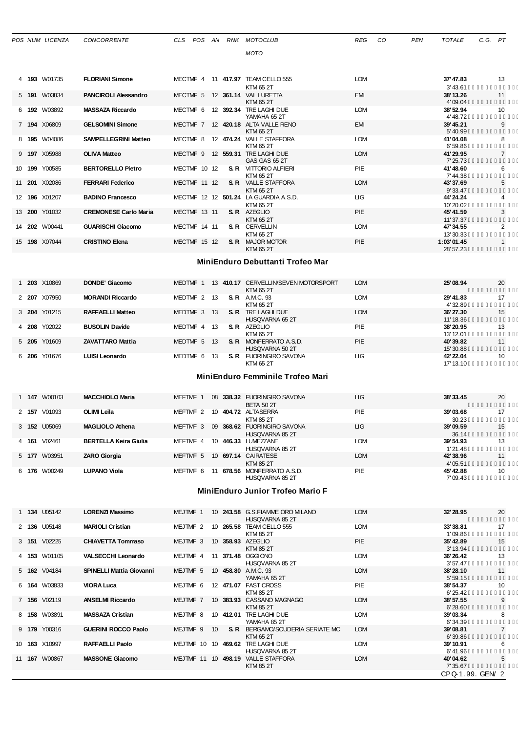| POS | NUM | LICENZA | CONCORRENTE | CLS | POS | AN | RNK | MOTOCLUB / MOTO | REG | CO | PEN | TOTALE | C.G. | PT |
|---|---|---|---|---|---|---|---|---|---|---|---|---|---|---|
| 4 | **193** | W01735 | **FLORIANI Simone** | MECTMF | 4 | 11 | **417.97** | TEAM CELLO 555 / KTM 65 2T | LOM | | | **37'47.83** / 3'43.61 | | 13 |
| 5 | **191** | W03834 | **PANCIROLI Alessandro** | MECTMF | 5 | 12 | **361.14** | VAL LURETTA / KTM 65 2T | EMI | | | **38'13.26** / 4'09.04 | | 11 |
| 6 | **192** | W03892 | **MASSAZA Riccardo** | MECTMF | 6 | 12 | **392.34** | TRE LAGHI DUE / YAMAHA 65 2T | LOM | | | **38'52.94** / 4'48.72 | | 10 |
| 7 | **194** | X06809 | **GELSOMINI Simone** | MECTMF | 7 | 12 | **420.18** | ALTA VALLE RENO / KTM 65 2T | EMI | | | **39'45.21** / 5'40.99 | | 9 |
| 8 | **195** | W04086 | **SAMPELLEGRINI Matteo** | MECTMF | 8 | 12 | **474.24** | VALLE STAFFORA / KTM 65 2T | LOM | | | **41'04.08** / 6'59.86 | | 8 |
| 9 | **197** | X05988 | **OLIVA Matteo** | MECTMF | 9 | 12 | **559.31** | TRE LAGHI DUE / GAS GAS 65 2T | LOM | | | **41'29.95** / 7'25.73 | | 7 |
| 10 | **199** | Y00585 | **BERTORELLO Pietro** | MECTMF | 10 | 12 | **S.R** | VITTORIO ALFIERI / KTM 65 2T | PIE | | | **41'48.60** / 7'44.38 | | 6 |
| 11 | **201** | X02086 | **FERRARI Federico** | MECTMF | 11 | 12 | **S.R** | VALLE STAFFORA / KTM 65 2T | LOM | | | **43'37.69** / 9'33.47 | | 5 |
| 12 | **196** | X01207 | **BADINO Francesco** | MECTMF | 12 | 12 | **501.24** | LA GUARDIA A.S.D. / KTM 65 2T | LIG | | | **44'24.24** / 10'20.02 | | 4 |
| 13 | **200** | Y01032 | **CREMONESE Carlo Maria** | MECTMF | 13 | 11 | **S.R** | AZEGLIO / KTM 65 2T | PIE | | | **45'41.59** / 11'37.37 | | 3 |
| 14 | **202** | W00441 | **GUARISCHI Giacomo** | MECTMF | 14 | 11 | **S.R** | CERVELLIN / KTM 65 2T | LOM | | | **47'34.55** / 13'30.33 | | 2 |
| 15 | **198** | X07044 | **CRISTINO Elena** | MECTMF | 15 | 12 | **S.R** | MAJOR MOTOR / KTM 65 2T | PIE | | | **1:03'01.45** / 28'57.23 | | 1 |

## MiniEnduro Debuttanti Trofeo Mar

| POS | NUM | LICENZA | CONCORRENTE | CLS | POS | AN | RNK | MOTOCLUB / MOTO | REG | CO | PEN | TOTALE | C.G. | PT |
|---|---|---|---|---|---|---|---|---|---|---|---|---|---|---|
| 1 | **203** | X10869 | **DONDE' Giacomo** | MEDTMF | 1 | 13 | **410.17** | CERVELLIN/SEVEN MOTORSPORT / KTM 65 2T | LOM | | | **25'08.94** | | 20 |
| 2 | **207** | X07950 | **MORANDI Riccardo** | MEDTMF | 2 | 13 | **S.R** | A.M.C. 93 / KTM 65 2T | LOM | | | **29'41.83** / 4'32.89 | | 17 |
| 3 | **204** | Y01215 | **RAFFAELLI Matteo** | MEDTMF | 3 | 13 | **S.R** | TRE LAGHI DUE / HUSQVARNA 65 2T | LOM | | | **36'27.30** / 11'18.36 | | 15 |
| 4 | **208** | Y02022 | **BUSOLIN Davide** | MEDTMF | 4 | 13 | **S.R** | AZEGLIO / KTM 65 2T | PIE | | | **38'20.95** / 13'12.01 | | 13 |
| 5 | **205** | Y01609 | **ZAVATTARO Mattia** | MEDTMF | 5 | 13 | **S.R** | MONFERRATO A.S.D. / HUSQVARNA 50 2T | PIE | | | **40'39.82** / 15'30.88 | | 11 |
| 6 | **206** | Y01676 | **LUISI Leonardo** | MEDTMF | 6 | 13 | **S.R** | FUORINGIRO SAVONA / KTM 65 2T | LIG | | | **42'22.04** / 17'13.10 | | 10 |

## MiniEnduro Femminile Trofeo Mari

| POS | NUM | LICENZA | CONCORRENTE | CLS | POS | AN | RNK | MOTOCLUB / MOTO | REG | CO | PEN | TOTALE | C.G. | PT |
|---|---|---|---|---|---|---|---|---|---|---|---|---|---|---|
| 1 | **147** | W00103 | **MACCHIOLO Maria** | MEFTMF | 1 | 08 | **338.32** | FUORINGIRO SAVONA / BETA 50 2T | LIG | | | **38'33.45** | | 20 |
| 2 | **157** | V01093 | **OLIMI Leila** | MEFTMF | 2 | 10 | **404.72** | ALTASERRA / KTM 85 2T | PIE | | | **39'03.68** / 30.23 | | 17 |
| 3 | **152** | U05069 | **MAGLIOLO Athena** | MEFTMF | 3 | 09 | **368.62** | FUORINGIRO SAVONA / HUSQVARNA 85 2T | LIG | | | **39'09.59** / 36.14 | | 15 |
| 4 | **161** | V02461 | **BERTELLA Keira Giulia** | MEFTMF | 4 | 10 | **446.33** | LUMEZZANE / HUSQVARNA 85 2T | LOM | | | **39'54.93** / 1'21.48 | | 13 |
| 5 | **177** | W03951 | **ZARO Giorgia** | MEFTMF | 5 | 10 | **697.14** | CAIRATESE / KTM 85 2T | LOM | | | **42'38.96** / 4'05.51 | | 11 |
| 6 | **176** | W00249 | **LUPANO Viola** | MEFTMF | 6 | 11 | **678.56** | MONFERRATO A.S.D. / HUSQVARNA 85 2T | PIE | | | **45'42.88** / 7'09.43 | | 10 |

## MiniEnduro Junior Trofeo Mario F

| POS | NUM | LICENZA | CONCORRENTE | CLS | POS | AN | RNK | MOTOCLUB / MOTO | REG | CO | PEN | TOTALE | C.G. | PT |
|---|---|---|---|---|---|---|---|---|---|---|---|---|---|---|
| 1 | **134** | U05142 | **LORENZI Massimo** | MEJTMF | 1 | 10 | **243.58** | G.S.FIAMME ORO MILANO / HUSQVARNA 85 2T | LOM | | | **32'28.95** | | 20 |
| 2 | **136** | U05148 | **MARIOLI Cristian** | MEJTMF | 2 | 10 | **265.58** | TEAM CELLO 555 / KTM 85 2T | LOM | | | **33'38.81** / 1'09.86 | | 17 |
| 3 | **151** | V02225 | **CHIAVETTA Tommaso** | MEJTMF | 3 | 10 | **358.93** | AZEGLIO / KTM 85 2T | PIE | | | **35'42.89** / 3'13.94 | | 15 |
| 4 | **153** | W01105 | **VALSECCHI Leonardo** | MEJTMF | 4 | 11 | **371.48** | OGGIONO / HUSQVARNA 85 2T | LOM | | | **36'26.42** / 3'57.47 | | 13 |
| 5 | **162** | V04184 | **SPINELLI Mattia Giovanni** | MEJTMF | 5 | 10 | **458.80** | A.M.C. 93 / YAMAHA 65 2T | LOM | | | **38'28.10** / 5'59.15 | | 11 |
| 6 | **164** | W03833 | **VIORA Luca** | MEJTMF | 6 | 12 | **471.07** | FAST CROSS / KTM 85 2T | PIE | | | **38'54.37** / 6'25.42 | | 10 |
| 7 | **156** | V02119 | **ANSELMI Riccardo** | MEJTMF | 7 | 10 | **383.93** | CASSANO MAGNAGO / KTM 85 2T | LOM | | | **38'57.55** / 6'28.60 | | 9 |
| 8 | **158** | W03891 | **MASSAZA Cristian** | MEJTMF | 8 | 10 | **412.01** | TRE LAGHI DUE / YAMAHA 85 2T | LOM | | | **39'03.34** / 6'34.39 | | 8 |
| 9 | **179** | Y00316 | **GUERINI ROCCO Paolo** | MEJTMF | 9 | 10 | **S.R** | BERGAMO/SCUDERIA SERIATE MC / KTM 65 2T | LOM | | | **39'08.81** / 6'39.86 | | 7 |
| 10 | **163** | X10997 | **RAFFAELLI Paolo** | MEJTMF | 10 | 10 | **469.62** | TRE LAGHI DUE / HUSQVARNA 85 2T | LOM | | | **39'10.91** / 6'41.96 | | 6 |
| 11 | **167** | W00867 | **MASSONE Giacomo** | MEJTMF | 11 | 10 | **498.19** | VALLE STAFFORA / KTM 85 2T | LOM | | | **40'04.62** / 7'35.67 | | 5 |

CPQ-1.99.GEN/2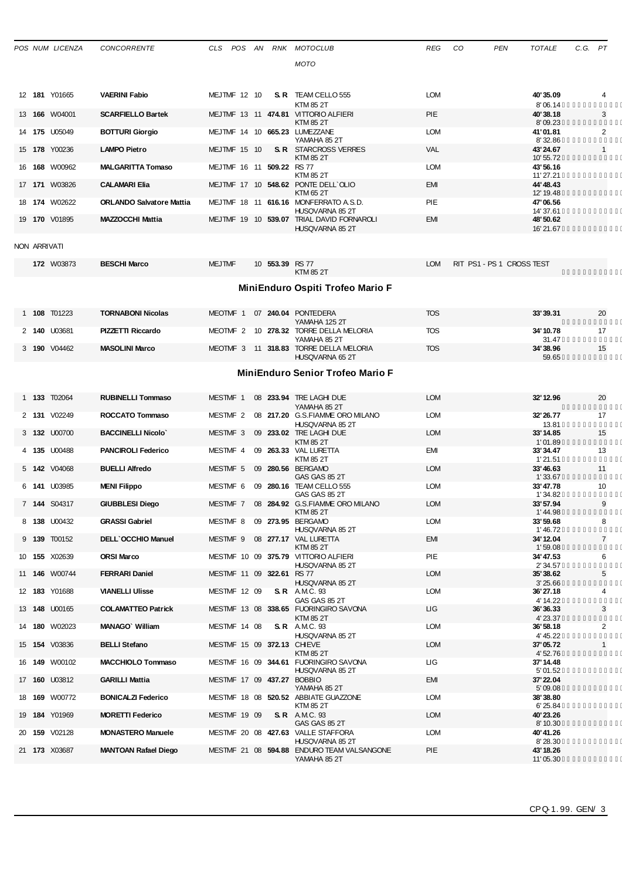| POS | NUM | LICENZA | CONCORRENTE | CLS | POS | AN | RNK | MOTOCLUB / MOTO | REG | CO | PEN | TOTALE | C.G. | PT |
|---|---|---|---|---|---|---|---|---|---|---|---|---|---|---|
| 12 | **181** | Y01665 | **VAERINI Fabio** | MEJTMF | 12 | 10 | **S.R** | TEAM CELLO 555 / KTM 85 2T | LOM | | | **40'35.09** / 8'06.14 | | 4 |
| 13 | **166** | W04001 | **SCARFIELLO Bartek** | MEJTMF | 13 | 11 | **474.81** | VITTORIO ALFIERI / KTM 85 2T | PIE | | | **40'38.18** / 8'09.23 | | 3 |
| 14 | **175** | U05049 | **BOTTURI Giorgio** | MEJTMF | 14 | 10 | **665.23** | LUMEZZANE / YAMAHA 85 2T | LOM | | | **41'01.81** / 8'32.86 | | 2 |
| 15 | **178** | Y00236 | **LAMPO Pietro** | MEJTMF | 15 | 10 | **S.R** | STARCROSS VERRES / KTM 85 2T | VAL | | | **43'24.67** / 10'55.72 | | 1 |
| 16 | **168** | W00962 | **MALGARITTA Tomaso** | MEJTMF | 16 | 11 | **509.22** | RS 77 / KTM 85 2T | LOM | | | **43'56.16** / 11'27.21 | | |
| 17 | **171** | W03826 | **CALAMARI Elia** | MEJTMF | 17 | 10 | **548.62** | PONTE DELL`OLIO / KTM 65 2T | EMI | | | **44'48.43** / 12'19.48 | | |
| 18 | **174** | W02622 | **ORLANDO Salvatore Mattia** | MEJTMF | 18 | 11 | **616.16** | MONFERRATO A.S.D. / HUSQVARNA 85 2T | PIE | | | **47'06.56** / 14'37.61 | | |
| 19 | **170** | V01895 | **MAZZOCCHI Mattia** | MEJTMF | 19 | 10 | **539.07** | TRIAL DAVID FORNAROLI / HUSQVARNA 85 2T | EMI | | | **48'50.62** / 16'21.67 | | |

NON ARRIVATI

| POS | NUM | LICENZA | CONCORRENTE | CLS | POS | AN | RNK | MOTOCLUB / MOTO | REG | CO | PEN | TOTALE | C.G. | PT |
|---|---|---|---|---|---|---|---|---|---|---|---|---|---|---|
| | **172** | W03873 | **BESCHI Marco** | MEJTMF | | 10 | **553.39** | RS 77 / KTM 85 2T | LOM | RIT PS1 - PS 1 CROSS TEST | | | | |

## MiniEnduro Ospiti Trofeo Mario F

| POS | NUM | LICENZA | CONCORRENTE | CLS | POS | AN | RNK | MOTOCLUB / MOTO | REG | CO | PEN | TOTALE | C.G. | PT |
|---|---|---|---|---|---|---|---|---|---|---|---|---|---|---|
| 1 | **108** | T01223 | **TORNABONI Nicolas** | MEOTMF | 1 | 07 | **240.04** | PONTEDERA / YAMAHA 125 2T | TOS | | | **33'39.31** | | 20 |
| 2 | **140** | U03681 | **PIZZETTI Riccardo** | MEOTMF | 2 | 10 | **278.32** | TORRE DELLA MELORIA / YAMAHA 85 2T | TOS | | | **34'10.78** / 31.47 | | 17 |
| 3 | **190** | V04462 | **MASOLINI Marco** | MEOTMF | 3 | 11 | **318.83** | TORRE DELLA MELORIA / HUSQVARNA 65 2T | TOS | | | **34'38.96** / 59.65 | | 15 |

## MiniEnduro Senior Trofeo Mario F

| POS | NUM | LICENZA | CONCORRENTE | CLS | POS | AN | RNK | MOTOCLUB / MOTO | REG | CO | PEN | TOTALE | C.G. | PT |
|---|---|---|---|---|---|---|---|---|---|---|---|---|---|---|
| 1 | **133** | T02064 | **RUBINELLI Tommaso** | MESTMF | 1 | 08 | **233.94** | TRE LAGHI DUE / YAMAHA 85 2T | LOM | | | **32'12.96** | | 20 |
| 2 | **131** | V02249 | **ROCCATO Tommaso** | MESTMF | 2 | 08 | **217.20** | G.S.FIAMME ORO MILANO / HUSQVARNA 85 2T | LOM | | | **32'26.77** / 13.81 | | 17 |
| 3 | **132** | U00700 | **BACCINELLI Nicolo`** | MESTMF | 3 | 09 | **233.02** | TRE LAGHI DUE / KTM 85 2T | LOM | | | **33'14.85** / 1'01.89 | | 15 |
| 4 | **135** | U00488 | **PANCIROLI Federico** | MESTMF | 4 | 09 | **263.33** | VAL LURETTA / KTM 85 2T | EMI | | | **33'34.47** / 1'21.51 | | 13 |
| 5 | **142** | V04068 | **BUELLI Alfredo** | MESTMF | 5 | 09 | **280.56** | BERGAMO / GAS GAS 85 2T | LOM | | | **33'46.63** / 1'33.67 | | 11 |
| 6 | **141** | U03985 | **MENI Filippo** | MESTMF | 6 | 09 | **280.16** | TEAM CELLO 555 / GAS GAS 85 2T | LOM | | | **33'47.78** / 1'34.82 | | 10 |
| 7 | **144** | S04317 | **GIUBBLESI Diego** | MESTMF | 7 | 08 | **284.92** | G.S.FIAMME ORO MILANO / KTM 85 2T | LOM | | | **33'57.94** / 1'44.98 | | 9 |
| 8 | **138** | U00432 | **GRASSI Gabriel** | MESTMF | 8 | 09 | **273.95** | BERGAMO / HUSQVARNA 85 2T | LOM | | | **33'59.68** / 1'46.72 | | 8 |
| 9 | **139** | T00152 | **DELL`OCCHIO Manuel** | MESTMF | 9 | 08 | **277.17** | VAL LURETTA / KTM 85 2T | EMI | | | **34'12.04** / 1'59.08 | | 7 |
| 10 | **155** | X02639 | **ORSI Marco** | MESTMF | 10 | 09 | **375.79** | VITTORIO ALFIERI / HUSQVARNA 85 2T | PIE | | | **34'47.53** / 2'34.57 | | 6 |
| 11 | **146** | W00744 | **FERRARI Daniel** | MESTMF | 11 | 09 | **322.61** | RS 77 / HUSQVARNA 85 2T | LOM | | | **35'38.62** / 3'25.66 | | 5 |
| 12 | **183** | Y01688 | **VIANELLI Ulisse** | MESTMF | 12 | 09 | **S.R** | A.M.C. 93 / GAS GAS 85 2T | LOM | | | **36'27.18** / 4'14.22 | | 4 |
| 13 | **148** | U00165 | **COLAMATTEO Patrick** | MESTMF | 13 | 08 | **338.65** | FUORINGIRO SAVONA / KTM 85 2T | LIG | | | **36'36.33** / 4'23.37 | | 3 |
| 14 | **180** | W02023 | **MANAGO` William** | MESTMF | 14 | 08 | **S.R** | A.M.C. 93 / HUSQVARNA 85 2T | LOM | | | **36'58.18** / 4'45.22 | | 2 |
| 15 | **154** | V03836 | **BELLI Stefano** | MESTMF | 15 | 09 | **372.13** | CHIEVE / KTM 85 2T | LOM | | | **37'05.72** / 4'52.76 | | 1 |
| 16 | **149** | W00102 | **MACCHIOLO Tommaso** | MESTMF | 16 | 09 | **344.61** | FUORINGIRO SAVONA / HUSQVARNA 85 2T | LIG | | | **37'14.48** / 5'01.52 | | |
| 17 | **160** | U03812 | **GARILLI Mattia** | MESTMF | 17 | 09 | **437.27** | BOBBIO / YAMAHA 85 2T | EMI | | | **37'22.04** / 5'09.08 | | |
| 18 | **169** | W00772 | **BONICALZI Federico** | MESTMF | 18 | 08 | **520.52** | ABBIATE GUAZZONE / KTM 85 2T | LOM | | | **38'38.80** / 6'25.84 | | |
| 19 | **184** | Y01969 | **MORETTI Federico** | MESTMF | 19 | 09 | **S.R** | A.M.C. 93 / GAS GAS 85 2T | LOM | | | **40'23.26** / 8'10.30 | | |
| 20 | **159** | V02128 | **MONASTERO Manuele** | MESTMF | 20 | 08 | **427.63** | VALLE STAFFORA / HUSQVARNA 85 2T | LOM | | | **40'41.26** / 8'28.30 | | |
| 21 | **173** | X03687 | **MANTOAN Rafael Diego** | MESTMF | 21 | 08 | **594.88** | ENDURO TEAM VALSANGONE / YAMAHA 85 2T | PIE | | | **43'18.26** / 11'05.30 | | |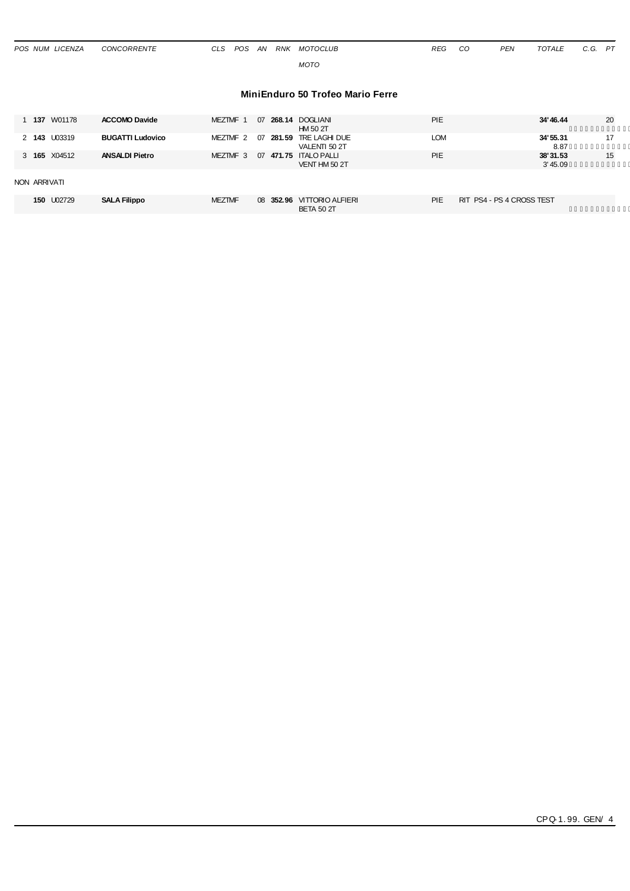| POS | NUM | LICENZA | CONCORRENTE | CLS | POS | AN | RNK | MOTOCLUB / MOTO | REG | CO | PEN | TOTALE | C.G. | PT |
|---|---|---|---|---|---|---|---|---|---|---|---|---|---|---|

## MiniEnduro 50 Trofeo Mario Ferre

| POS | NUM | LICENZA | CONCORRENTE | CLS | POS | AN | RNK | MOTOCLUB / MOTO | REG | CO | PEN | TOTALE | C.G. | PT |
|---|---|---|---|---|---|---|---|---|---|---|---|---|---|---|
| 1 | **137** | W01178 | **ACCOMO Davide** | MEZTMF | 1 | 07 | **268.14** | DOGLIANI<br>HM 50 2T | PIE | | | **34'46.44** | | 20 |
| 2 | **143** | U03319 | **BUGATTI Ludovico** | MEZTMF | 2 | 07 | **281.59** | TRE LAGHI DUE<br>VALENTI 50 2T | LOM | | | **34'55.31**<br>8.87 | | 17 |
| 3 | **165** | X04512 | **ANSALDI Pietro** | MEZTMF | 3 | 07 | **471.75** | ITALO PALLI<br>VENT HM 50 2T | PIE | | | **38'31.53**<br>3'45.09 | | 15 |

NON ARRIVATI

| POS | NUM | LICENZA | CONCORRENTE | CLS | POS | AN | RNK | MOTOCLUB / MOTO | REG | CO | PEN | TOTALE | C.G. | PT |
|---|---|---|---|---|---|---|---|---|---|---|---|---|---|---|
| | **150** | U02729 | **SALA Filippo** | MEZTMF | | 08 | **352.96** | VITTORIO ALFIERI<br>BETA 50 2T | PIE | RIT PS4 - PS 4 CROSS TEST | | | | |

CPQ-1.99. GEN/ 4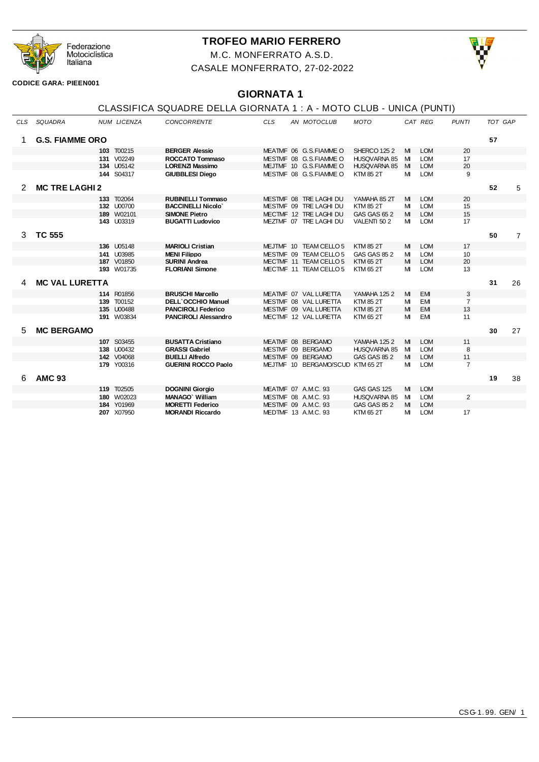Federazione Motociclistica Italiana

# TROFEO MARIO FERRERO

M.C. MONFERRATO A.S.D.

CASALE MONFERRATO, 27-02-2022

**CODICE GARA: PIEEN001**

## GIORNATA 1

### CLASSIFICA SQUADRE DELLA GIORNATA 1 : A - MOTO CLUB - UNICA (PUNTI)

| CLS | SQUADRA | NUM | LICENZA | CONCORRENTE | CLS | AN | MOTOCLUB | MOTO | CAT | REG | PUNTI | TOT | GAP |
|---|---|---|---|---|---|---|---|---|---|---|---|---|---|
| 1 | **G.S. FIAMME ORO** | | | | | | | | | | | **57** | |
| | | **103** | T00215 | **BERGER Alessio** | MEATMF | 06 | G.S.FIAMME O | SHERCO 125 2 | MI | LOM | 20 | | |
| | | **131** | V02249 | **ROCCATO Tommaso** | MESTMF | 08 | G.S.FIAMME O | HUSQVARNA 85 | MI | LOM | 17 | | |
| | | **134** | U05142 | **LORENZI Massimo** | MEJTMF | 10 | G.S.FIAMME O | HUSQVARNA 85 | MI | LOM | 20 | | |
| | | **144** | S04317 | **GIUBBLESI Diego** | MESTMF | 08 | G.S.FIAMME O | KTM 85 2T | MI | LOM | 9 | | |
| 2 | **MC TRE LAGHI 2** | | | | | | | | | | | **52** | 5 |
| | | **133** | T02064 | **RUBINELLI Tommaso** | MESTMF | 08 | TRE LAGHI DU | YAMAHA 85 2T | MI | LOM | 20 | | |
| | | **132** | U00700 | **BACCINELLI Nicolo`** | MESTMF | 09 | TRE LAGHI DU | KTM 85 2T | MI | LOM | 15 | | |
| | | **189** | W02101 | **SIMONE Pietro** | MECTMF | 12 | TRE LAGHI DU | GAS GAS 65 2 | MI | LOM | 15 | | |
| | | **143** | U03319 | **BUGATTI Ludovico** | MEZTMF | 07 | TRE LAGHI DU | VALENTI 50 2 | MI | LOM | 17 | | |
| 3 | **TC 555** | | | | | | | | | | | **50** | 7 |
| | | **136** | U05148 | **MARIOLI Cristian** | MEJTMF | 10 | TEAM CELLO 5 | KTM 85 2T | MI | LOM | 17 | | |
| | | **141** | U03985 | **MENI Filippo** | MESTMF | 09 | TEAM CELLO 5 | GAS GAS 85 2 | MI | LOM | 10 | | |
| | | **187** | V01850 | **SURINI Andrea** | MECTMF | 11 | TEAM CELLO 5 | KTM 65 2T | MI | LOM | 20 | | |
| | | **193** | W01735 | **FLORIANI Simone** | MECTMF | 11 | TEAM CELLO 5 | KTM 65 2T | MI | LOM | 13 | | |
| 4 | **MC VAL LURETTA** | | | | | | | | | | | **31** | 26 |
| | | **114** | R01856 | **BRUSCHI Marcello** | MEATMF | 07 | VAL LURETTA | YAMAHA 125 2 | MI | EMI | 3 | | |
| | | **139** | T00152 | **DELL`OCCHIO Manuel** | MESTMF | 08 | VAL LURETTA | KTM 85 2T | MI | EMI | 7 | | |
| | | **135** | U00488 | **PANCIROLI Federico** | MESTMF | 09 | VAL LURETTA | KTM 85 2T | MI | EMI | 13 | | |
| | | **191** | W03834 | **PANCIROLI Alessandro** | MECTMF | 12 | VAL LURETTA | KTM 65 2T | MI | EMI | 11 | | |
| 5 | **MC BERGAMO** | | | | | | | | | | | **30** | 27 |
| | | **107** | S03455 | **BUSATTA Cristiano** | MEATMF | 08 | BERGAMO | YAMAHA 125 2 | MI | LOM | 11 | | |
| | | **138** | U00432 | **GRASSI Gabriel** | MESTMF | 09 | BERGAMO | HUSQVARNA 85 | MI | LOM | 8 | | |
| | | **142** | V04068 | **BUELLI Alfredo** | MESTMF | 09 | BERGAMO | GAS GAS 85 2 | MI | LOM | 11 | | |
| | | **179** | Y00316 | **GUERINI ROCCO Paolo** | MEJTMF | 10 | BERGAMO/SCUD | KTM 65 2T | MI | LOM | 7 | | |
| 6 | **AMC 93** | | | | | | | | | | | **19** | 38 |
| | | **119** | T02505 | **DOGNINI Giorgio** | MEATMF | 07 | A.M.C. 93 | GAS GAS 125 | MI | LOM | | | |
| | | **180** | W02023 | **MANAGO` William** | MESTMF | 08 | A.M.C. 93 | HUSQVARNA 85 | MI | LOM | 2 | | |
| | | **184** | Y01969 | **MORETTI Federico** | MESTMF | 09 | A.M.C. 93 | GAS GAS 85 2 | MI | LOM | | | |
| | | **207** | X07950 | **MORANDI Riccardo** | MEDTMF | 13 | A.M.C. 93 | KTM 65 2T | MI | LOM | 17 | | |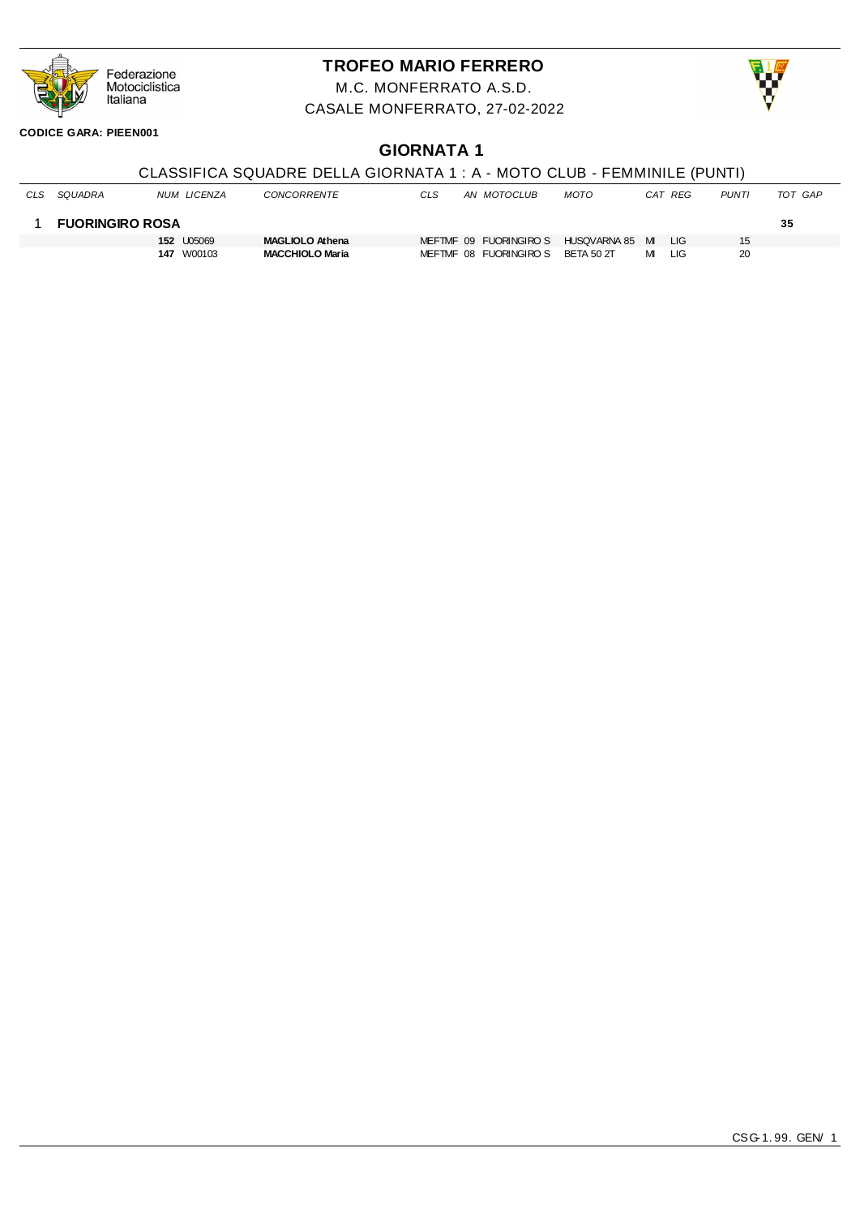Federazione Motociclistica Italiana

# TROFEO MARIO FERRERO

M.C. MONFERRATO A.S.D.

CASALE MONFERRATO, 27-02-2022

**CODICE GARA: PIEEN001**

## GIORNATA 1

### CLASSIFICA SQUADRE DELLA GIORNATA 1 : A - MOTO CLUB - FEMMINILE (PUNTI)

| CLS | SQUADRA | NUM | LICENZA | CONCORRENTE | CLS | AN | MOTOCLUB | MOTO | CAT | REG | PUNTI | TOT | GAP |
|---|---|---|---|---|---|---|---|---|---|---|---|---|---|
| 1 | **FUORINGIRO ROSA** | | | | | | | | | | | **35** | |
| | | **152** | U05069 | **MAGLIOLO Athena** | MEFTMF | 09 | FUORINGIRO S | HUSQVARNA 85 | MI | LIG | 15 | | |
| | | **147** | W00103 | **MACCHIOLO Maria** | MEFTMF | 08 | FUORINGIRO S | BETA 50 2T | MI | LIG | 20 | | |

CSG-1.99. GEN/ 1